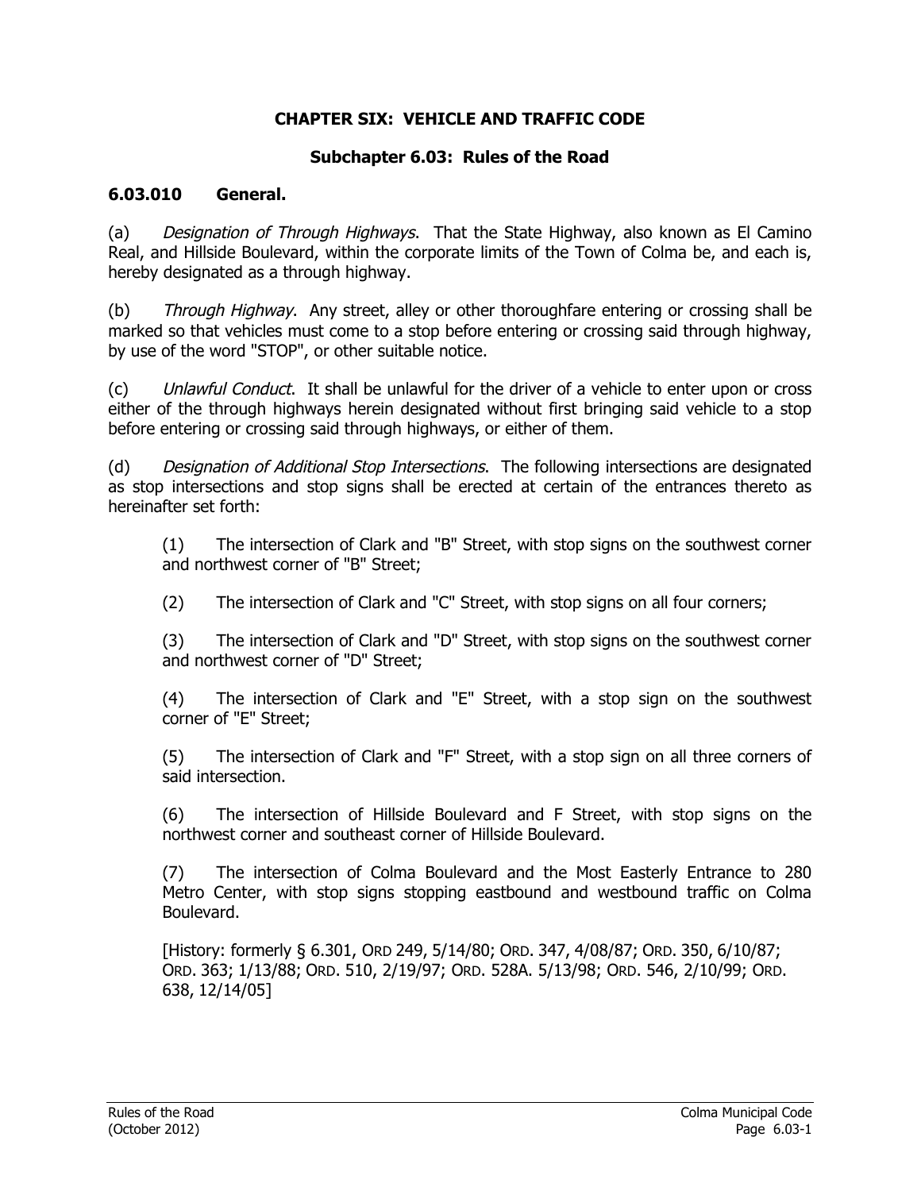# CHAPTER SIX: VEHICLE AND TRAFFIC CODE

## Subchapter 6.03: Rules of the Road

### 6.03.010 General.

(a) *Designation of Through Highways*. That the State Highway, also known as El Camino Real, and Hillside Boulevard, within the corporate limits of the Town of Colma be, and each is, hereby designated as a through highway.

(b) *Through Highway*. Any street, alley or other thoroughfare entering or crossing shall be marked so that vehicles must come to a stop before entering or crossing said through highway, by use of the word "STOP", or other suitable notice.

(c) *Unlawful Conduct*. It shall be unlawful for the driver of a vehicle to enter upon or cross either of the through highways herein designated without first bringing said vehicle to a stop before entering or crossing said through highways, or either of them.

(d) *Designation of Additional Stop Intersections*. The following intersections are designated as stop intersections and stop signs shall be erected at certain of the entrances thereto as hereinafter set forth:

(1) The intersection of Clark and "B" Street, with stop signs on the southwest corner and northwest corner of "B" Street;

(2) The intersection of Clark and "C" Street, with stop signs on all four corners;

(3) The intersection of Clark and "D" Street, with stop signs on the southwest corner and northwest corner of "D" Street;

(4) The intersection of Clark and "E" Street, with a stop sign on the southwest corner of "E" Street;

(5) The intersection of Clark and "F" Street, with a stop sign on all three corners of said intersection.

(6) The intersection of Hillside Boulevard and F Street, with stop signs on the northwest corner and southeast corner of Hillside Boulevard.

(7) The intersection of Colma Boulevard and the Most Easterly Entrance to 280 Metro Center, with stop signs stopping eastbound and westbound traffic on Colma Boulevard.

[History: formerly § 6.301, ORD 249, 5/14/80; ORD. 347, 4/08/87; ORD. 350, 6/10/87; ORD. 363; 1/13/88; ORD. 510, 2/19/97; ORD. 528A. 5/13/98; ORD. 546, 2/10/99; ORD. 638, 12/14/05]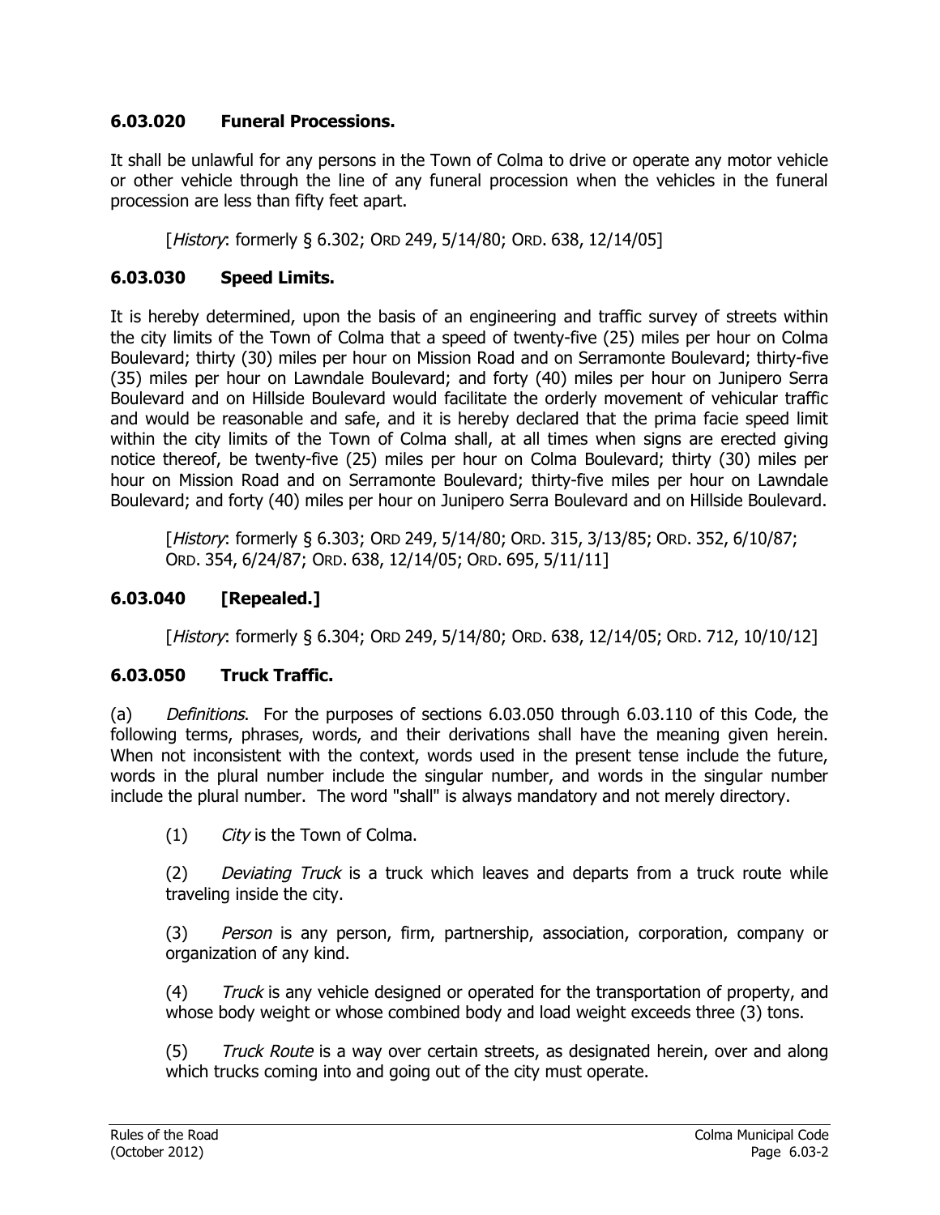### 6.03.020 Funeral Processions.

It shall be unlawful for any persons in the Town of Colma to drive or operate any motor vehicle or other vehicle through the line of any funeral procession when the vehicles in the funeral procession are less than fifty feet apart.

[*History*: formerly § 6.302; ORD 249, 5/14/80; ORD. 638, 12/14/05]

### 6.03.030 Speed Limits.

It is hereby determined, upon the basis of an engineering and traffic survey of streets within the city limits of the Town of Colma that a speed of twenty-five (25) miles per hour on Colma Boulevard; thirty (30) miles per hour on Mission Road and on Serramonte Boulevard; thirty-five (35) miles per hour on Lawndale Boulevard; and forty (40) miles per hour on Junipero Serra Boulevard and on Hillside Boulevard would facilitate the orderly movement of vehicular traffic and would be reasonable and safe, and it is hereby declared that the prima facie speed limit within the city limits of the Town of Colma shall, at all times when signs are erected giving notice thereof, be twenty-five (25) miles per hour on Colma Boulevard; thirty (30) miles per hour on Mission Road and on Serramonte Boulevard; thirty-five miles per hour on Lawndale Boulevard; and forty (40) miles per hour on Junipero Serra Boulevard and on Hillside Boulevard.

[*History*: formerly § 6.303; ORD 249, 5/14/80; ORD. 315, 3/13/85; ORD. 352, 6/10/87; ORD. 354, 6/24/87; ORD. 638, 12/14/05; ORD. 695, 5/11/11]

### 6.03.040 [Repealed.]

[*History*: formerly § 6.304; ORD 249, 5/14/80; ORD. 638, 12/14/05; ORD. 712, 10/10/12]

### 6.03.050 Truck Traffic.

(a) *Definitions*. For the purposes of sections 6.03.050 through 6.03.110 of this Code, the following terms, phrases, words, and their derivations shall have the meaning given herein. When not inconsistent with the context, words used in the present tense include the future, words in the plural number include the singular number, and words in the singular number include the plural number. The word "shall" is always mandatory and not merely directory.

(1) *City* is the Town of Colma.

(2) *Deviating Truck* is a truck which leaves and departs from a truck route while traveling inside the city.

(3) *Person* is any person, firm, partnership, association, corporation, company or organization of any kind.

(4) *Truck* is any vehicle designed or operated for the transportation of property, and whose body weight or whose combined body and load weight exceeds three (3) tons.

(5) *Truck Route* is a way over certain streets, as designated herein, over and along which trucks coming into and going out of the city must operate.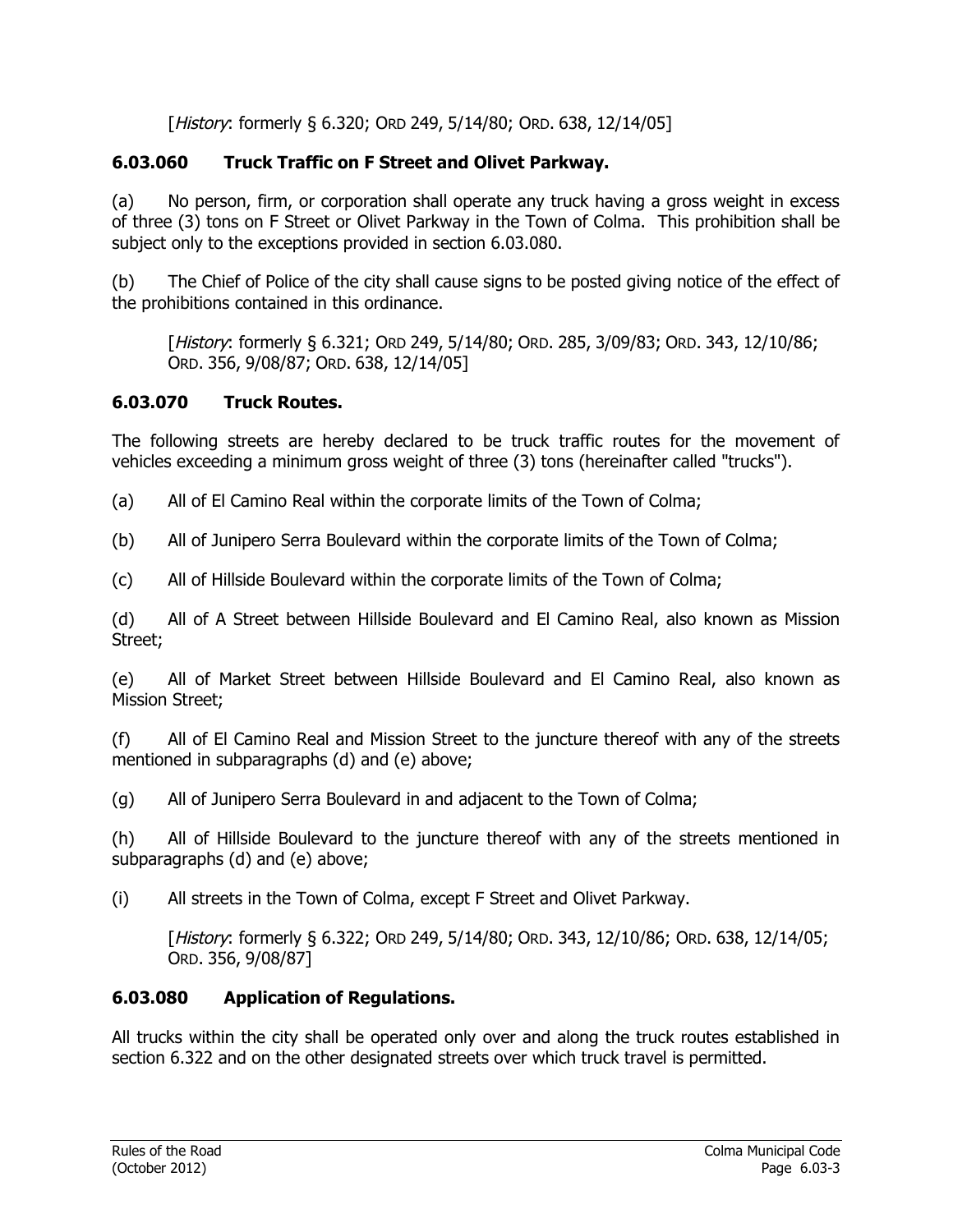[*History*: formerly § 6.320; ORD 249, 5/14/80; ORD. 638, 12/14/05]

### 6.03.060 Truck Traffic on F Street and Olivet Parkway.

(a) No person, firm, or corporation shall operate any truck having a gross weight in excess of three (3) tons on F Street or Olivet Parkway in the Town of Colma. This prohibition shall be subject only to the exceptions provided in section 6.03.080.

(b) The Chief of Police of the city shall cause signs to be posted giving notice of the effect of the prohibitions contained in this ordinance.

> [*History*: formerly § 6.321; ORD 249, 5/14/80; ORD. 285, 3/09/83; ORD. 343, 12/10/86; ORD. 356, 9/08/87; ORD. 638, 12/14/05]

### 6.03.070 Truck Routes.

The following streets are hereby declared to be truck traffic routes for the movement of vehicles exceeding a minimum gross weight of three (3) tons (hereinafter called "trucks").

(a) All of El Camino Real within the corporate limits of the Town of Colma;

(b) All of Junipero Serra Boulevard within the corporate limits of the Town of Colma;

(c) All of Hillside Boulevard within the corporate limits of the Town of Colma;

(d) All of A Street between Hillside Boulevard and El Camino Real, also known as Mission Street;

(e) All of Market Street between Hillside Boulevard and El Camino Real, also known as Mission Street;

(f) All of El Camino Real and Mission Street to the juncture thereof with any of the streets mentioned in subparagraphs (d) and (e) above;

(g) All of Junipero Serra Boulevard in and adjacent to the Town of Colma;

(h) All of Hillside Boulevard to the juncture thereof with any of the streets mentioned in subparagraphs (d) and (e) above;

(i) All streets in the Town of Colma, except F Street and Olivet Parkway.

> [*History*: formerly § 6.322; ORD 249, 5/14/80; ORD. 343, 12/10/86; ORD. 638, 12/14/05; ORD. 356, 9/08/87]

### 6.03.080 Application of Regulations.

All trucks within the city shall be operated only over and along the truck routes established in section 6.322 and on the other designated streets over which truck travel is permitted.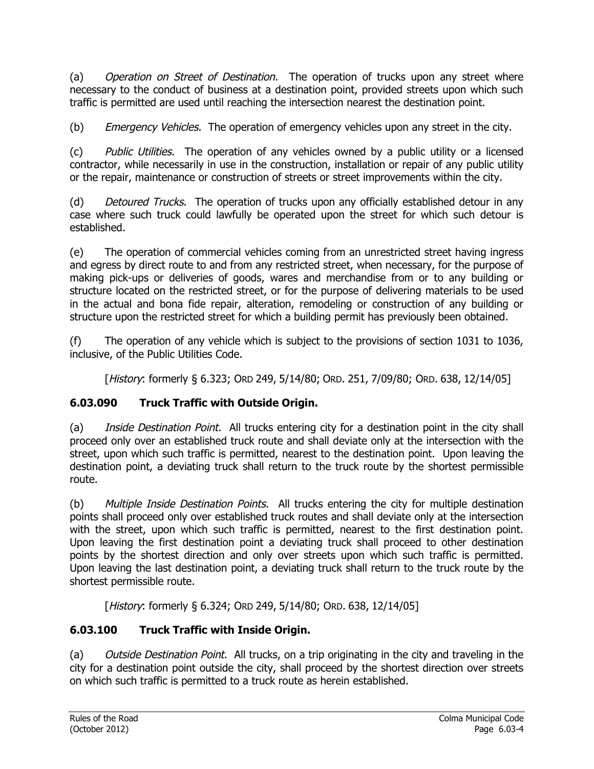(a) *Operation on Street of Destination*. The operation of trucks upon any street where necessary to the conduct of business at a destination point, provided streets upon which such traffic is permitted are used until reaching the intersection nearest the destination point.

(b) *Emergency Vehicles*. The operation of emergency vehicles upon any street in the city.

(c) *Public Utilities*. The operation of any vehicles owned by a public utility or a licensed contractor, while necessarily in use in the construction, installation or repair of any public utility or the repair, maintenance or construction of streets or street improvements within the city.

(d) *Detoured Trucks*. The operation of trucks upon any officially established detour in any case where such truck could lawfully be operated upon the street for which such detour is established.

(e) The operation of commercial vehicles coming from an unrestricted street having ingress and egress by direct route to and from any restricted street, when necessary, for the purpose of making pick-ups or deliveries of goods, wares and merchandise from or to any building or structure located on the restricted street, or for the purpose of delivering materials to be used in the actual and bona fide repair, alteration, remodeling or construction of any building or structure upon the restricted street for which a building permit has previously been obtained.

(f) The operation of any vehicle which is subject to the provisions of section 1031 to 1036, inclusive, of the Public Utilities Code.

[*History*: formerly § 6.323; ORD 249, 5/14/80; ORD. 251, 7/09/80; ORD. 638, 12/14/05]

### 6.03.090 Truck Traffic with Outside Origin.

(a) *Inside Destination Point*. All trucks entering city for a destination point in the city shall proceed only over an established truck route and shall deviate only at the intersection with the street, upon which such traffic is permitted, nearest to the destination point. Upon leaving the destination point, a deviating truck shall return to the truck route by the shortest permissible route.

(b) *Multiple Inside Destination Points*. All trucks entering the city for multiple destination points shall proceed only over established truck routes and shall deviate only at the intersection with the street, upon which such traffic is permitted, nearest to the first destination point. Upon leaving the first destination point a deviating truck shall proceed to other destination points by the shortest direction and only over streets upon which such traffic is permitted. Upon leaving the last destination point, a deviating truck shall return to the truck route by the shortest permissible route.

[*History*: formerly § 6.324; ORD 249, 5/14/80; ORD. 638, 12/14/05]

### 6.03.100 Truck Traffic with Inside Origin.

(a) *Outside Destination Point*. All trucks, on a trip originating in the city and traveling in the city for a destination point outside the city, shall proceed by the shortest direction over streets on which such traffic is permitted to a truck route as herein established.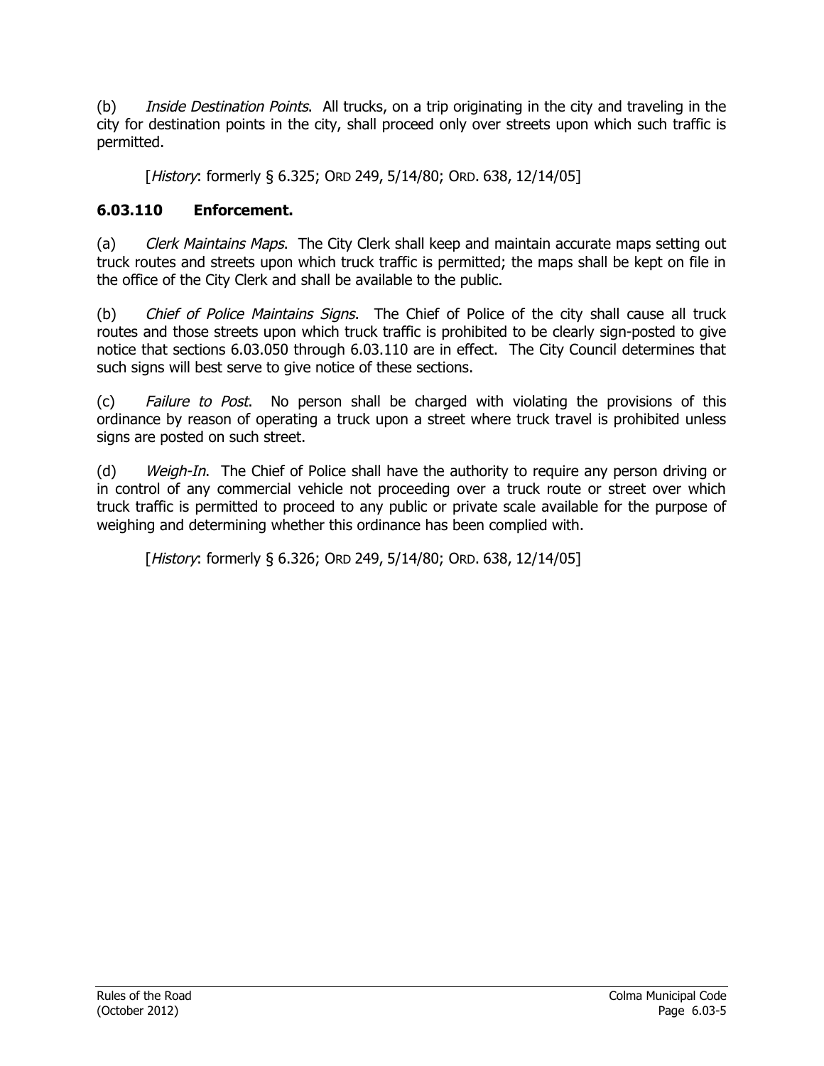(b) *Inside Destination Points*. All trucks, on a trip originating in the city and traveling in the city for destination points in the city, shall proceed only over streets upon which such traffic is permitted.

[*History*: formerly § 6.325; ORD 249, 5/14/80; ORD. 638, 12/14/05]

### 6.03.110 Enforcement.

(a) *Clerk Maintains Maps*. The City Clerk shall keep and maintain accurate maps setting out truck routes and streets upon which truck traffic is permitted; the maps shall be kept on file in the office of the City Clerk and shall be available to the public.

(b) *Chief of Police Maintains Signs*. The Chief of Police of the city shall cause all truck routes and those streets upon which truck traffic is prohibited to be clearly sign-posted to give notice that sections 6.03.050 through 6.03.110 are in effect. The City Council determines that such signs will best serve to give notice of these sections.

(c) *Failure to Post*. No person shall be charged with violating the provisions of this ordinance by reason of operating a truck upon a street where truck travel is prohibited unless signs are posted on such street.

(d) *Weigh-In*. The Chief of Police shall have the authority to require any person driving or in control of any commercial vehicle not proceeding over a truck route or street over which truck traffic is permitted to proceed to any public or private scale available for the purpose of weighing and determining whether this ordinance has been complied with.

[*History*: formerly § 6.326; ORD 249, 5/14/80; ORD. 638, 12/14/05]